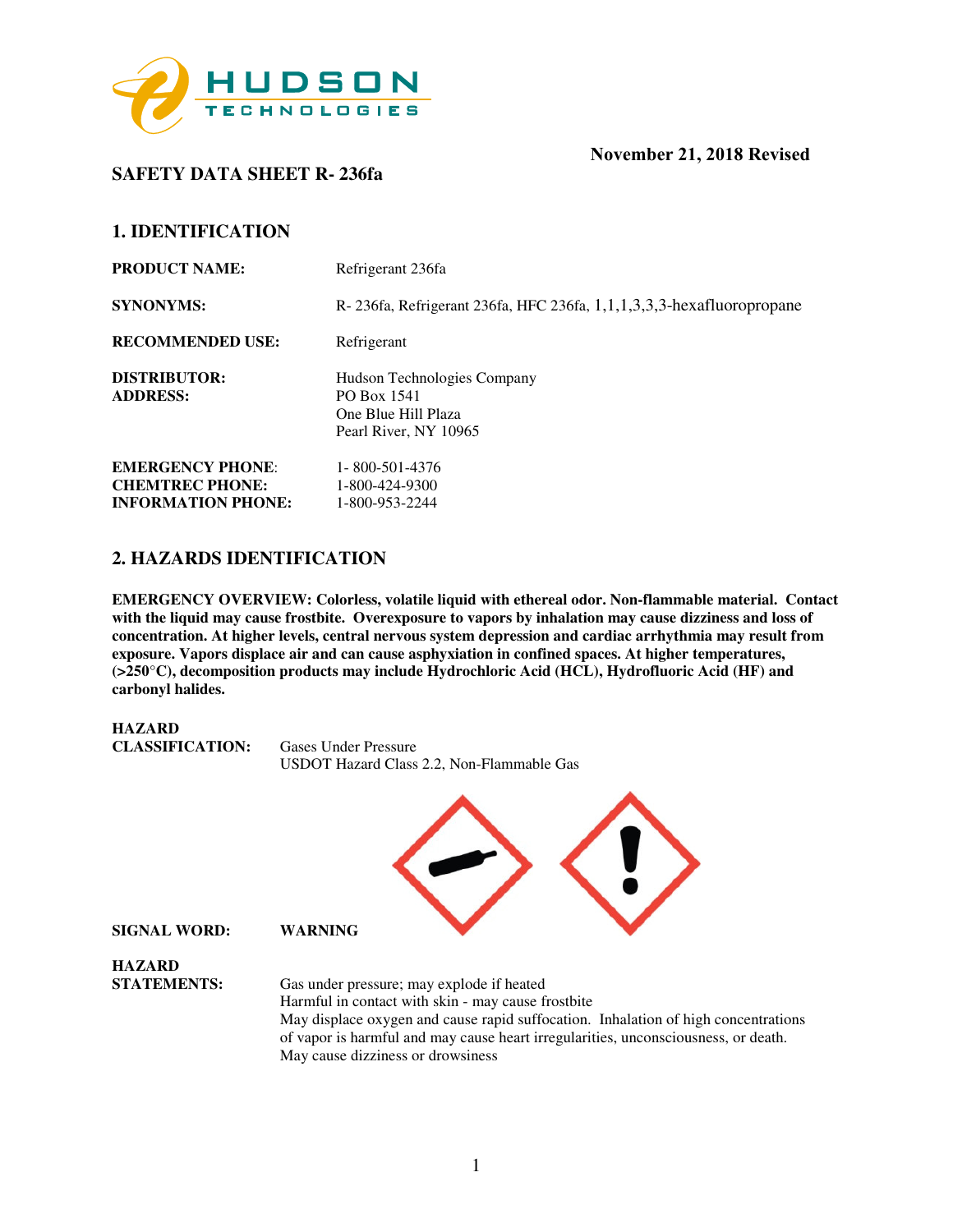November 21, 2018 Revised

# SAFETY DATA SHEET R- 236fa

## 1. IDENTIFICATION

**PRODUCT NAME:** Refrigerant 236fa

**SYNONYMS:** R- 236fa, Refrigerant 236fa, HFC 236fa, 1,1,1,3,3,3-hexafluoropropane

**RECOMMENDED USE:** Refrigerant

**DISTRIBUTOR:** Hudson Technologies Company
**ADDRESS:** PO Box 1541
One Blue Hill Plaza
Pearl River, NY 10965

**EMERGENCY PHONE:** 1- 800-501-4376
**CHEMTREC PHONE:** 1-800-424-9300
**INFORMATION PHONE:** 1-800-953-2244

## 2. HAZARDS IDENTIFICATION

**EMERGENCY OVERVIEW: Colorless, volatile liquid with ethereal odor. Non-flammable material. Contact with the liquid may cause frostbite. Overexposure to vapors by inhalation may cause dizziness and loss of concentration. At higher levels, central nervous system depression and cardiac arrhythmia may result from exposure. Vapors displace air and can cause asphyxiation in confined spaces. At higher temperatures, (>250°C), decomposition products may include Hydrochloric Acid (HCL), Hydrofluoric Acid (HF) and carbonyl halides.**

**HAZARD CLASSIFICATION:** Gases Under Pressure
USDOT Hazard Class 2.2, Non-Flammable Gas

**SIGNAL WORD:** **WARNING**

**HAZARD STATEMENTS:** Gas under pressure; may explode if heated
Harmful in contact with skin - may cause frostbite
May displace oxygen and cause rapid suffocation. Inhalation of high concentrations of vapor is harmful and may cause heart irregularities, unconsciousness, or death.
May cause dizziness or drowsiness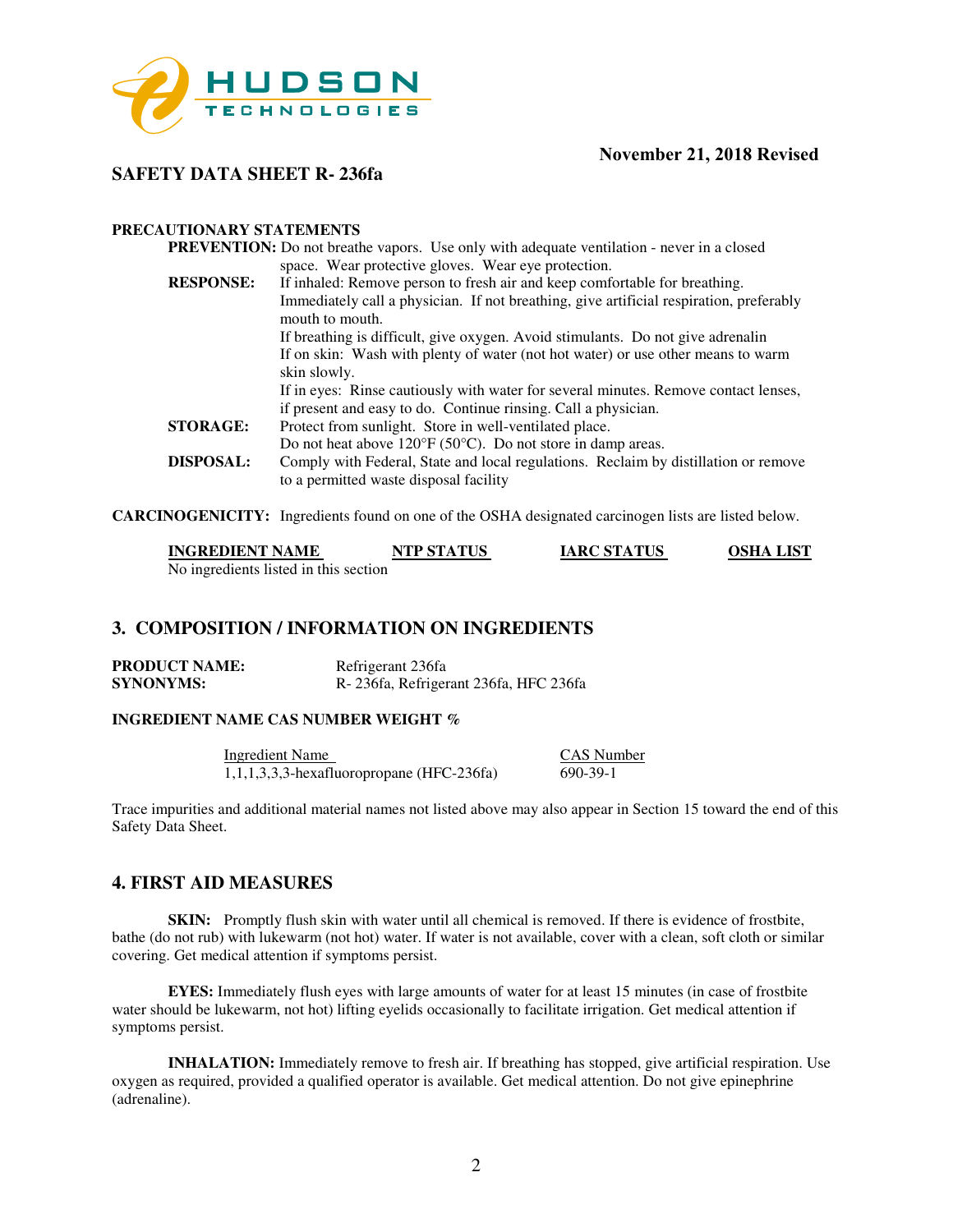**November 21, 2018 Revised**

**SAFETY DATA SHEET R- 236fa**

**PRECAUTIONARY STATEMENTS**

**PREVENTION:** Do not breathe vapors. Use only with adequate ventilation - never in a closed space. Wear protective gloves. Wear eye protection.

**RESPONSE:** If inhaled: Remove person to fresh air and keep comfortable for breathing. Immediately call a physician. If not breathing, give artificial respiration, preferably mouth to mouth.
If breathing is difficult, give oxygen. Avoid stimulants. Do not give adrenalin
If on skin: Wash with plenty of water (not hot water) or use other means to warm skin slowly.
If in eyes: Rinse cautiously with water for several minutes. Remove contact lenses, if present and easy to do. Continue rinsing. Call a physician.

**STORAGE:** Protect from sunlight. Store in well-ventilated place.
Do not heat above 120°F (50°C). Do not store in damp areas.

**DISPOSAL:** Comply with Federal, State and local regulations. Reclaim by distillation or remove to a permitted waste disposal facility

**CARCINOGENICITY:** Ingredients found on one of the OSHA designated carcinogen lists are listed below.

| INGREDIENT NAME | NTP STATUS | IARC STATUS | OSHA LIST |
|---|---|---|---|
| No ingredients listed in this section | | | |

## 3. COMPOSITION / INFORMATION ON INGREDIENTS

**PRODUCT NAME:** Refrigerant 236fa
**SYNONYMS:** R- 236fa, Refrigerant 236fa, HFC 236fa

**INGREDIENT NAME CAS NUMBER WEIGHT %**

| Ingredient Name | CAS Number |
|---|---|
| 1,1,1,3,3,3-hexafluoropropane (HFC-236fa) | 690-39-1 |

Trace impurities and additional material names not listed above may also appear in Section 15 toward the end of this Safety Data Sheet.

## 4. FIRST AID MEASURES

**SKIN:** Promptly flush skin with water until all chemical is removed. If there is evidence of frostbite, bathe (do not rub) with lukewarm (not hot) water. If water is not available, cover with a clean, soft cloth or similar covering. Get medical attention if symptoms persist.

**EYES:** Immediately flush eyes with large amounts of water for at least 15 minutes (in case of frostbite water should be lukewarm, not hot) lifting eyelids occasionally to facilitate irrigation. Get medical attention if symptoms persist.

**INHALATION:** Immediately remove to fresh air. If breathing has stopped, give artificial respiration. Use oxygen as required, provided a qualified operator is available. Get medical attention. Do not give epinephrine (adrenaline).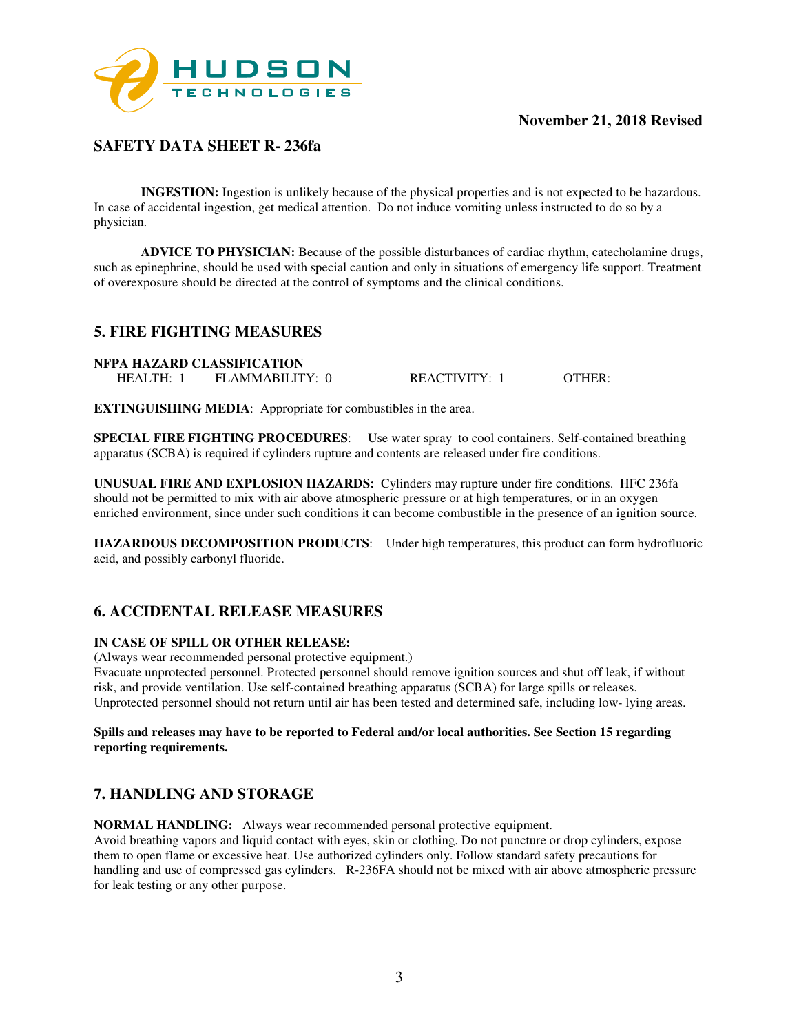**INGESTION:** Ingestion is unlikely because of the physical properties and is not expected to be hazardous. In case of accidental ingestion, get medical attention. Do not induce vomiting unless instructed to do so by a physician.

**ADVICE TO PHYSICIAN:** Because of the possible disturbances of cardiac rhythm, catecholamine drugs, such as epinephrine, should be used with special caution and only in situations of emergency life support. Treatment of overexposure should be directed at the control of symptoms and the clinical conditions.

## 5. FIRE FIGHTING MEASURES

**NFPA HAZARD CLASSIFICATION**

HEALTH: 1 FLAMMABILITY: 0 REACTIVITY: 1 OTHER:

**EXTINGUISHING MEDIA**: Appropriate for combustibles in the area.

**SPECIAL FIRE FIGHTING PROCEDURES**: Use water spray to cool containers. Self-contained breathing apparatus (SCBA) is required if cylinders rupture and contents are released under fire conditions.

**UNUSUAL FIRE AND EXPLOSION HAZARDS:** Cylinders may rupture under fire conditions. HFC 236fa should not be permitted to mix with air above atmospheric pressure or at high temperatures, or in an oxygen enriched environment, since under such conditions it can become combustible in the presence of an ignition source.

**HAZARDOUS DECOMPOSITION PRODUCTS**: Under high temperatures, this product can form hydrofluoric acid, and possibly carbonyl fluoride.

## 6. ACCIDENTAL RELEASE MEASURES

**IN CASE OF SPILL OR OTHER RELEASE:**

(Always wear recommended personal protective equipment.)

Evacuate unprotected personnel. Protected personnel should remove ignition sources and shut off leak, if without risk, and provide ventilation. Use self-contained breathing apparatus (SCBA) for large spills or releases. Unprotected personnel should not return until air has been tested and determined safe, including low- lying areas.

**Spills and releases may have to be reported to Federal and/or local authorities. See Section 15 regarding reporting requirements.**

## 7. HANDLING AND STORAGE

**NORMAL HANDLING:** Always wear recommended personal protective equipment.

Avoid breathing vapors and liquid contact with eyes, skin or clothing. Do not puncture or drop cylinders, expose them to open flame or excessive heat. Use authorized cylinders only. Follow standard safety precautions for handling and use of compressed gas cylinders. R-236FA should not be mixed with air above atmospheric pressure for leak testing or any other purpose.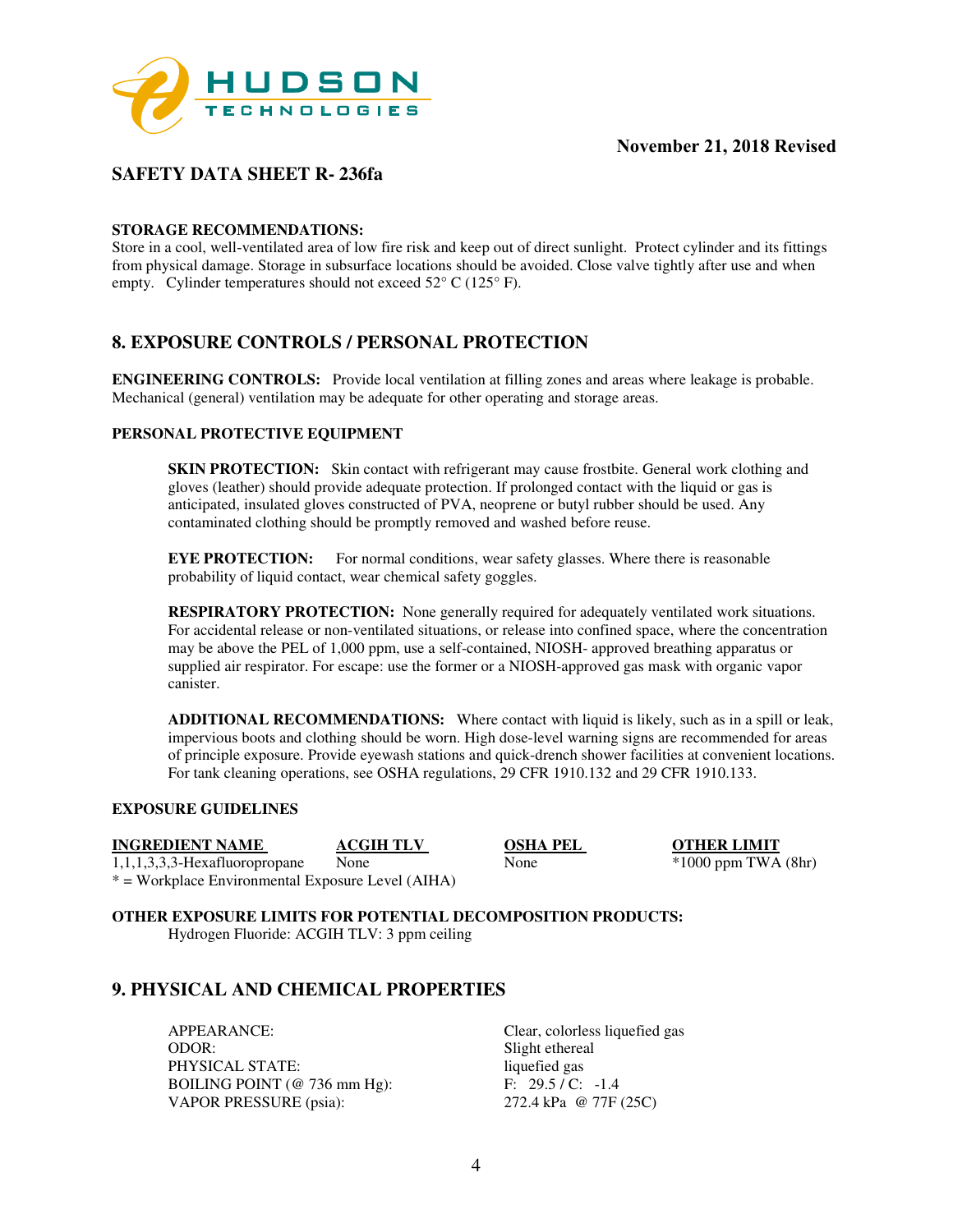**STORAGE RECOMMENDATIONS:**
Store in a cool, well-ventilated area of low fire risk and keep out of direct sunlight. Protect cylinder and its fittings from physical damage. Storage in subsurface locations should be avoided. Close valve tightly after use and when empty. Cylinder temperatures should not exceed 52° C (125° F).

## 8. EXPOSURE CONTROLS / PERSONAL PROTECTION

**ENGINEERING CONTROLS:** Provide local ventilation at filling zones and areas where leakage is probable. Mechanical (general) ventilation may be adequate for other operating and storage areas.

**PERSONAL PROTECTIVE EQUIPMENT**

**SKIN PROTECTION:** Skin contact with refrigerant may cause frostbite. General work clothing and gloves (leather) should provide adequate protection. If prolonged contact with the liquid or gas is anticipated, insulated gloves constructed of PVA, neoprene or butyl rubber should be used. Any contaminated clothing should be promptly removed and washed before reuse.

**EYE PROTECTION:** For normal conditions, wear safety glasses. Where there is reasonable probability of liquid contact, wear chemical safety goggles.

**RESPIRATORY PROTECTION:** None generally required for adequately ventilated work situations. For accidental release or non-ventilated situations, or release into confined space, where the concentration may be above the PEL of 1,000 ppm, use a self-contained, NIOSH- approved breathing apparatus or supplied air respirator. For escape: use the former or a NIOSH-approved gas mask with organic vapor canister.

**ADDITIONAL RECOMMENDATIONS:** Where contact with liquid is likely, such as in a spill or leak, impervious boots and clothing should be worn. High dose-level warning signs are recommended for areas of principle exposure. Provide eyewash stations and quick-drench shower facilities at convenient locations. For tank cleaning operations, see OSHA regulations, 29 CFR 1910.132 and 29 CFR 1910.133.

**EXPOSURE GUIDELINES**

| INGREDIENT NAME | ACGIH TLV | OSHA PEL | OTHER LIMIT |
|---|---|---|---|
| 1,1,1,3,3,3-Hexafluoropropane | None | None | *1000 ppm TWA (8hr) |

* = Workplace Environmental Exposure Level (AIHA)

**OTHER EXPOSURE LIMITS FOR POTENTIAL DECOMPOSITION PRODUCTS:**
Hydrogen Fluoride: ACGIH TLV: 3 ppm ceiling

## 9. PHYSICAL AND CHEMICAL PROPERTIES

| | |
|---|---|
| APPEARANCE: | Clear, colorless liquefied gas |
| ODOR: | Slight ethereal |
| PHYSICAL STATE: | liquefied gas |
| BOILING POINT (@ 736 mm Hg): | F: 29.5 / C: -1.4 |
| VAPOR PRESSURE (psia): | 272.4 kPa @ 77F (25C) |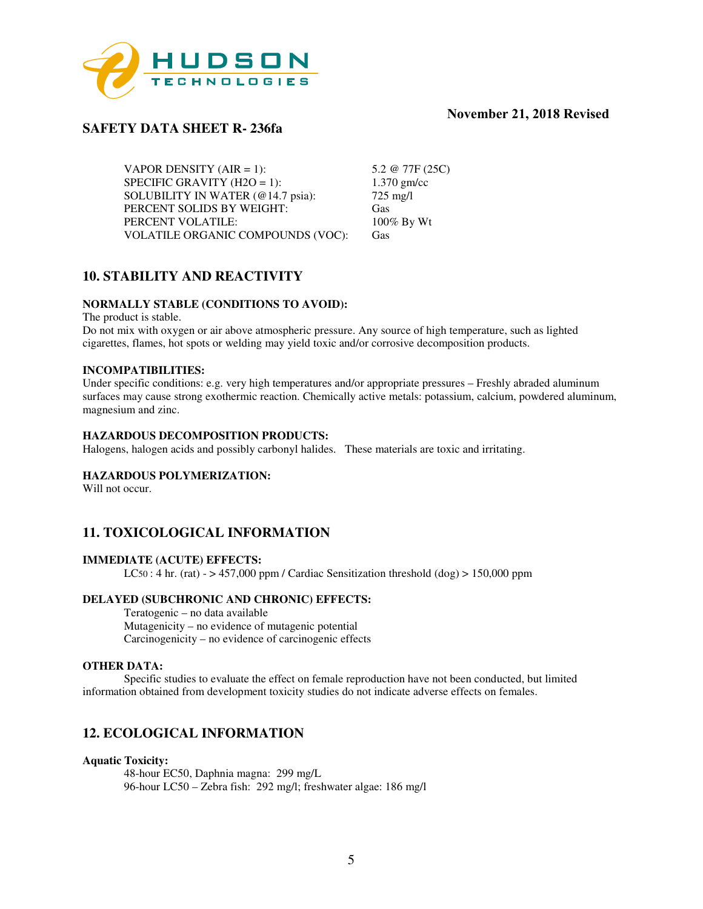November 21, 2018 Revised

**SAFETY DATA SHEET R- 236fa**

| | |
|---|---|
| VAPOR DENSITY (AIR = 1): | 5.2 @ 77F (25C) |
| SPECIFIC GRAVITY (H2O = 1): | 1.370 gm/cc |
| SOLUBILITY IN WATER (@14.7 psia): | 725 mg/l |
| PERCENT SOLIDS BY WEIGHT: | Gas |
| PERCENT VOLATILE: | 100% By Wt |
| VOLATILE ORGANIC COMPOUNDS (VOC): | Gas |

## 10. STABILITY AND REACTIVITY

**NORMALLY STABLE (CONDITIONS TO AVOID):**

The product is stable.
Do not mix with oxygen or air above atmospheric pressure. Any source of high temperature, such as lighted cigarettes, flames, hot spots or welding may yield toxic and/or corrosive decomposition products.

**INCOMPATIBILITIES:**

Under specific conditions: e.g. very high temperatures and/or appropriate pressures – Freshly abraded aluminum surfaces may cause strong exothermic reaction. Chemically active metals: potassium, calcium, powdered aluminum, magnesium and zinc.

**HAZARDOUS DECOMPOSITION PRODUCTS:**

Halogens, halogen acids and possibly carbonyl halides. These materials are toxic and irritating.

**HAZARDOUS POLYMERIZATION:**

Will not occur.

## 11. TOXICOLOGICAL INFORMATION

**IMMEDIATE (ACUTE) EFFECTS:**

$LC_{50}$ : 4 hr. (rat) - > 457,000 ppm / Cardiac Sensitization threshold (dog) > 150,000 ppm

**DELAYED (SUBCHRONIC AND CHRONIC) EFFECTS:**

Teratogenic – no data available
Mutagenicity – no evidence of mutagenic potential
Carcinogenicity – no evidence of carcinogenic effects

**OTHER DATA:**

Specific studies to evaluate the effect on female reproduction have not been conducted, but limited information obtained from development toxicity studies do not indicate adverse effects on females.

## 12. ECOLOGICAL INFORMATION

**Aquatic Toxicity:**

48-hour EC50, Daphnia magna: 299 mg/L
96-hour LC50 – Zebra fish: 292 mg/l; freshwater algae: 186 mg/l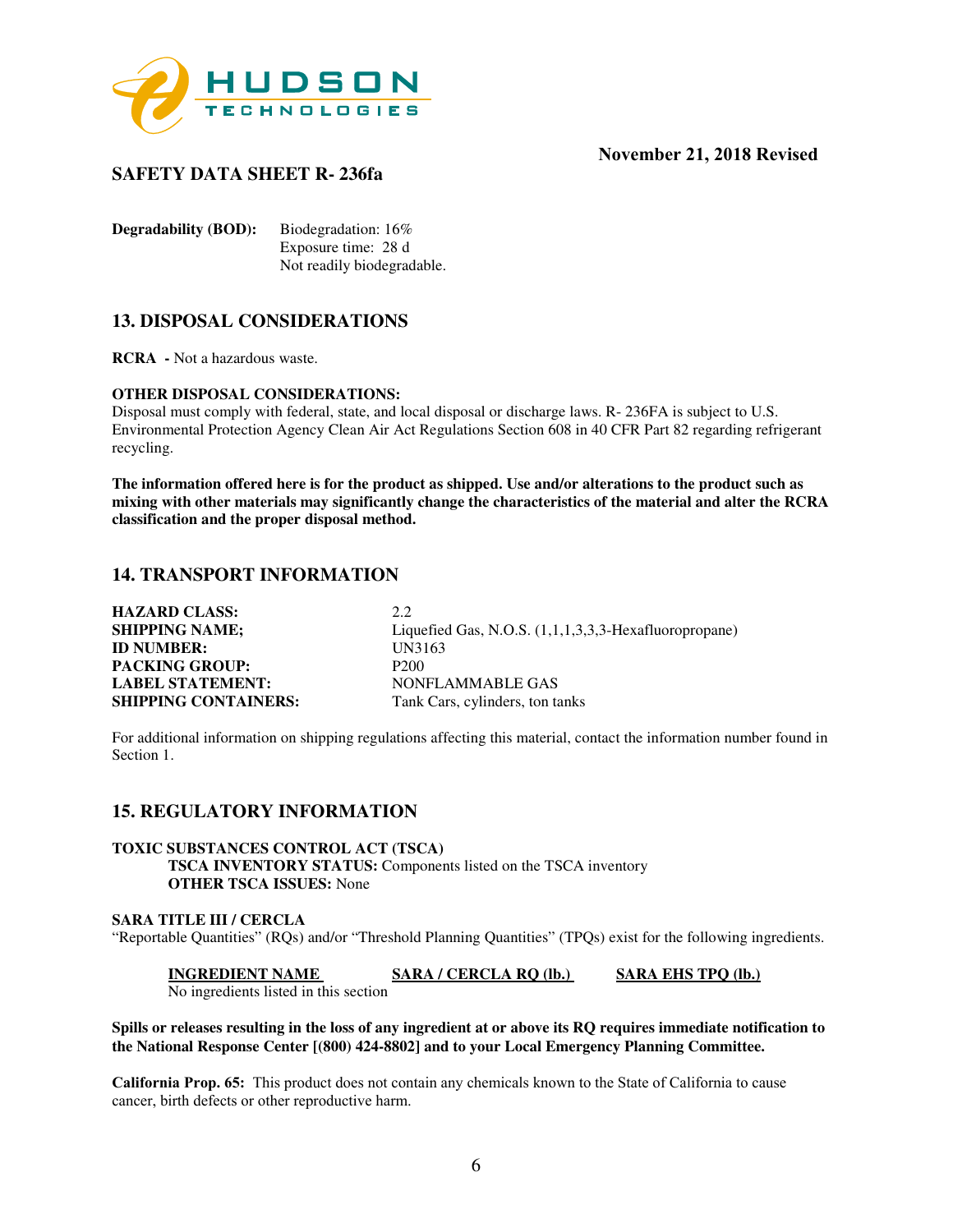**Degradability (BOD):** Biodegradation: 16%
Exposure time: 28 d
Not readily biodegradable.

## 13. DISPOSAL CONSIDERATIONS

**RCRA -** Not a hazardous waste.

**OTHER DISPOSAL CONSIDERATIONS:**
Disposal must comply with federal, state, and local disposal or discharge laws. R- 236FA is subject to U.S. Environmental Protection Agency Clean Air Act Regulations Section 608 in 40 CFR Part 82 regarding refrigerant recycling.

**The information offered here is for the product as shipped. Use and/or alterations to the product such as mixing with other materials may significantly change the characteristics of the material and alter the RCRA classification and the proper disposal method.**

## 14. TRANSPORT INFORMATION

| | |
|---|---|
| **HAZARD CLASS:** | 2.2 |
| **SHIPPING NAME;** | Liquefied Gas, N.O.S. (1,1,1,3,3,3-Hexafluoropropane) |
| **ID NUMBER:** | UN3163 |
| **PACKING GROUP:** | P200 |
| **LABEL STATEMENT:** | NONFLAMMABLE GAS |
| **SHIPPING CONTAINERS:** | Tank Cars, cylinders, ton tanks |

For additional information on shipping regulations affecting this material, contact the information number found in Section 1.

## 15. REGULATORY INFORMATION

**TOXIC SUBSTANCES CONTROL ACT (TSCA)**
**TSCA INVENTORY STATUS:** Components listed on the TSCA inventory
**OTHER TSCA ISSUES:** None

**SARA TITLE III / CERCLA**
"Reportable Quantities" (RQs) and/or "Threshold Planning Quantities" (TPQs) exist for the following ingredients.

| INGREDIENT NAME | SARA / CERCLA RQ (lb.) | SARA EHS TPQ (lb.) |
|---|---|---|
| No ingredients listed in this section | | |

**Spills or releases resulting in the loss of any ingredient at or above its RQ requires immediate notification to the National Response Center [(800) 424-8802] and to your Local Emergency Planning Committee.**

**California Prop. 65:** This product does not contain any chemicals known to the State of California to cause cancer, birth defects or other reproductive harm.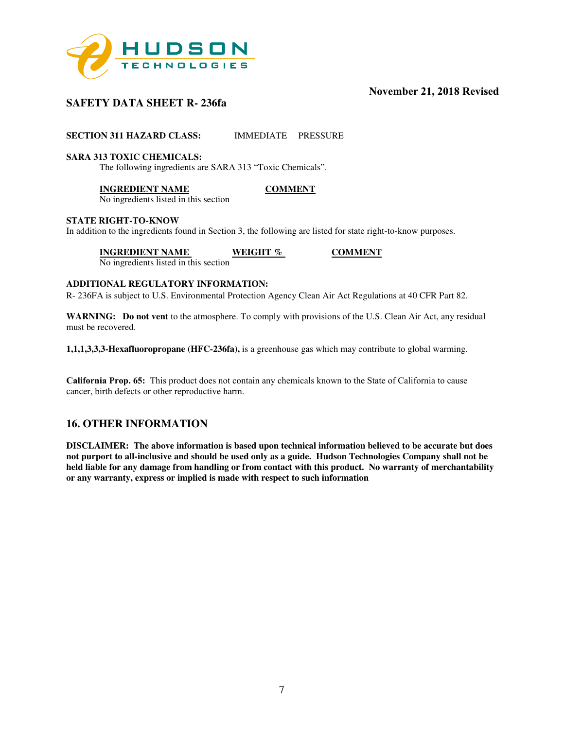**November 21, 2018 Revised**

## SAFETY DATA SHEET R- 236fa

**SECTION 311 HAZARD CLASS:** IMMEDIATE PRESSURE

**SARA 313 TOXIC CHEMICALS:**
The following ingredients are SARA 313 "Toxic Chemicals".

| INGREDIENT NAME | COMMENT |
|---|---|
| No ingredients listed in this section | |

**STATE RIGHT-TO-KNOW**
In addition to the ingredients found in Section 3, the following are listed for state right-to-know purposes.

| INGREDIENT NAME | WEIGHT % | COMMENT |
|---|---|---|
| No ingredients listed in this section | | |

**ADDITIONAL REGULATORY INFORMATION:**
R- 236FA is subject to U.S. Environmental Protection Agency Clean Air Act Regulations at 40 CFR Part 82.

**WARNING: Do not vent** to the atmosphere. To comply with provisions of the U.S. Clean Air Act, any residual must be recovered.

**1,1,1,3,3,3-Hexafluoropropane (HFC-236fa),** is a greenhouse gas which may contribute to global warming.

**California Prop. 65:** This product does not contain any chemicals known to the State of California to cause cancer, birth defects or other reproductive harm.

## 16. OTHER INFORMATION

**DISCLAIMER: The above information is based upon technical information believed to be accurate but does not purport to all-inclusive and should be used only as a guide. Hudson Technologies Company shall not be held liable for any damage from handling or from contact with this product. No warranty of merchantability or any warranty, express or implied is made with respect to such information**